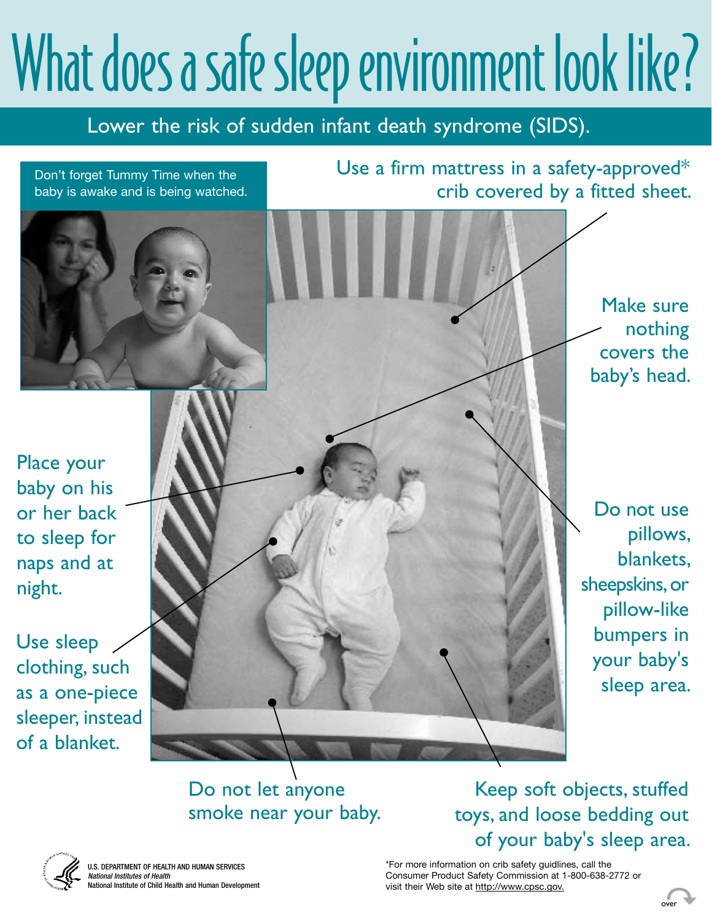# What does a safe sleep environment look like?

## Lower the risk of sudden infant death syndrome (SIDS).

Don't forget Tummy Time when the baby is awake and is being watched.

Use a firm mattress in a safety-approved* crib covered by a fitted sheet.

Make sure nothing covers the baby's head.

Place your baby on his or her back to sleep for naps and at night.

Do not use pillows, blankets, sheepskins, or pillow-like bumpers in your baby's sleep area.

Use sleep clothing, such as a one-piece sleeper, instead of a blanket.

Do not let anyone smoke near your baby.

Keep soft objects, stuffed toys, and loose bedding out of your baby's sleep area.

U.S. DEPARTMENT OF HEALTH AND HUMAN SERVICES
*National Institutes of Health*
National Institute of Child Health and Human Development

*For more information on crib safety guidlines, call the Consumer Product Safety Commission at 1-800-638-2772 or visit their Web site at http://www.cpsc.gov.

over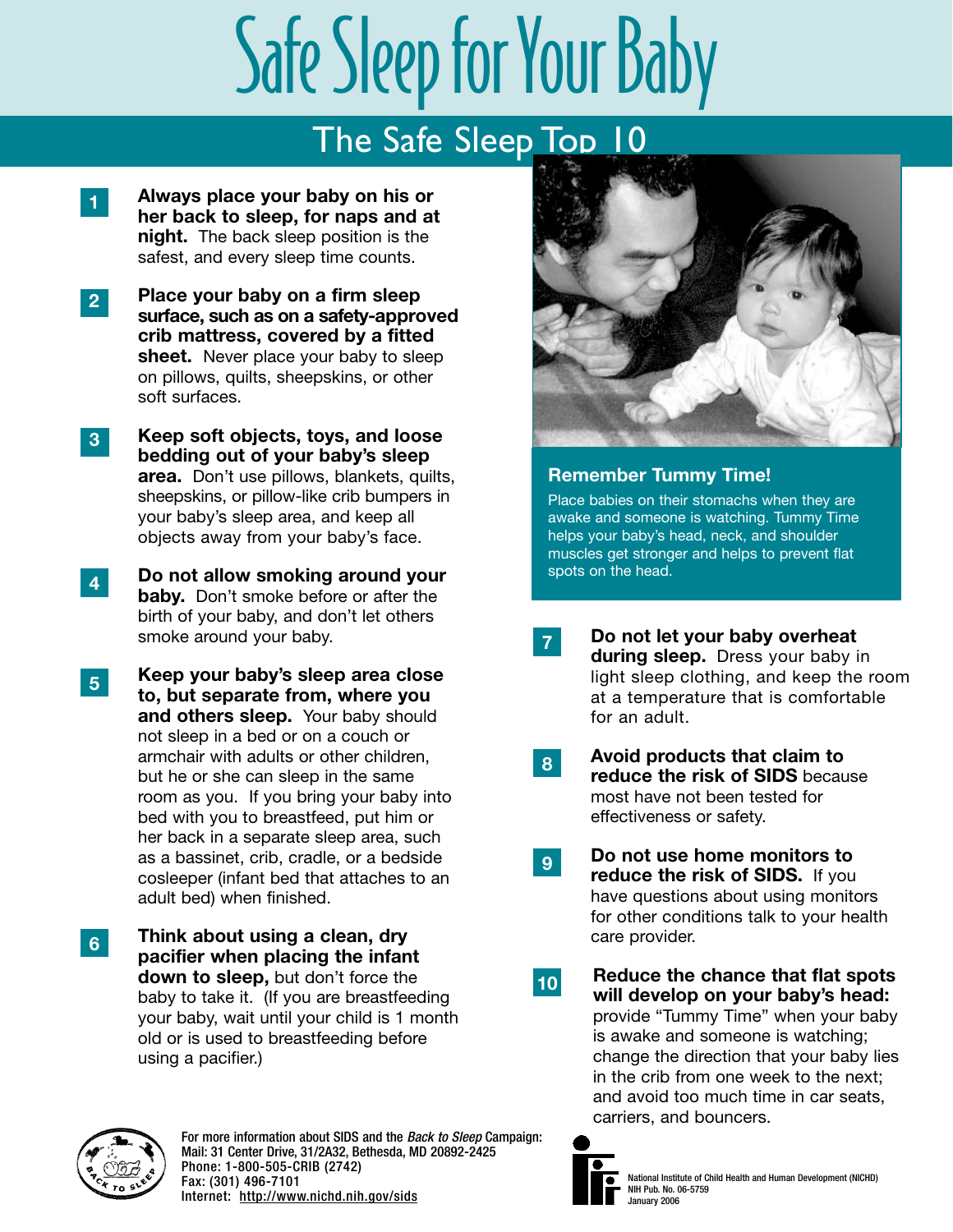# Safe Sleep for Your Baby

## The Safe Sleep Top 10

1. **Always place your baby on his or her back to sleep, for naps and at night.** The back sleep position is the safest, and every sleep time counts.

2. **Place your baby on a firm sleep surface, such as on a safety-approved crib mattress, covered by a fitted sheet.** Never place your baby to sleep on pillows, quilts, sheepskins, or other soft surfaces.

3. **Keep soft objects, toys, and loose bedding out of your baby's sleep area.** Don't use pillows, blankets, quilts, sheepskins, or pillow-like crib bumpers in your baby's sleep area, and keep all objects away from your baby's face.

4. **Do not allow smoking around your baby.** Don't smoke before or after the birth of your baby, and don't let others smoke around your baby.

5. **Keep your baby's sleep area close to, but separate from, where you and others sleep.** Your baby should not sleep in a bed or on a couch or armchair with adults or other children, but he or she can sleep in the same room as you. If you bring your baby into bed with you to breastfeed, put him or her back in a separate sleep area, such as a bassinet, crib, cradle, or a bedside cosleeper (infant bed that attaches to an adult bed) when finished.

6. **Think about using a clean, dry pacifier when placing the infant down to sleep,** but don't force the baby to take it. (If you are breastfeeding your baby, wait until your child is 1 month old or is used to breastfeeding before using a pacifier.)

### Remember Tummy Time!

Place babies on their stomachs when they are awake and someone is watching. Tummy Time helps your baby's head, neck, and shoulder muscles get stronger and helps to prevent flat spots on the head.

7. **Do not let your baby overheat during sleep.** Dress your baby in light sleep clothing, and keep the room at a temperature that is comfortable for an adult.

8. **Avoid products that claim to reduce the risk of SIDS** because most have not been tested for effectiveness or safety.

9. **Do not use home monitors to reduce the risk of SIDS.** If you have questions about using monitors for other conditions talk to your health care provider.

10. **Reduce the chance that flat spots will develop on your baby's head:** provide "Tummy Time" when your baby is awake and someone is watching; change the direction that your baby lies in the crib from one week to the next; and avoid too much time in car seats, carriers, and bouncers.

For more information about SIDS and the *Back to Sleep* Campaign:
Mail: 31 Center Drive, 31/2A32, Bethesda, MD 20892-2425
Phone: 1-800-505-CRIB (2742)
Fax: (301) 496-7101
Internet: http://www.nichd.nih.gov/sids

National Institute of Child Health and Human Development (NICHD)
NIH Pub. No. 06-5759
January 2006